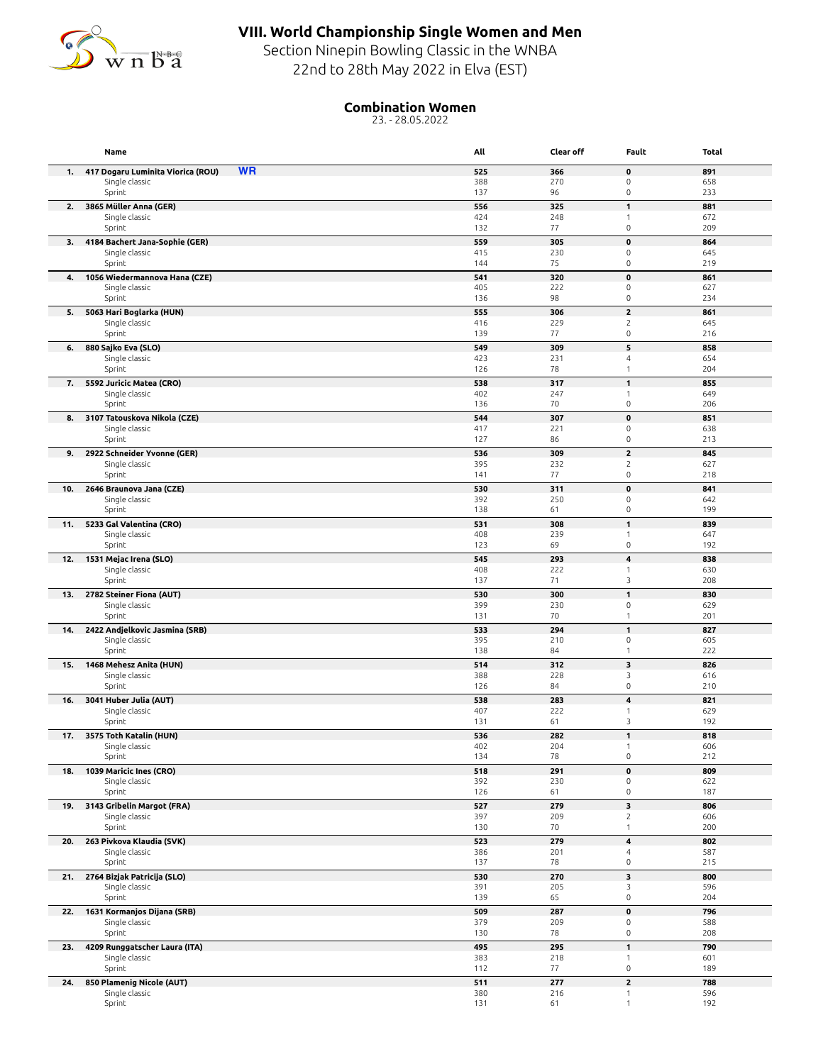# VIII. World Championship Single Women and Men

Section Ninepin Bowling Classic in the WNBA

22nd to 28th May 2022 in Elva (EST)

## Combination Women

23. - 28.05.2022

| | Name | All | Clear off | Fault | Total |
|---|---|---|---|---|---|
| **1.** | **417 Dogaru Luminita Viorica (ROU)** WR | **525** | **366** | **0** | **891** |
| | Single classic | 388 | 270 | 0 | 658 |
| | Sprint | 137 | 96 | 0 | 233 |
| **2.** | **3865 Müller Anna (GER)** | **556** | **325** | **1** | **881** |
| | Single classic | 424 | 248 | 1 | 672 |
| | Sprint | 132 | 77 | 0 | 209 |
| **3.** | **4184 Bachert Jana-Sophie (GER)** | **559** | **305** | **0** | **864** |
| | Single classic | 415 | 230 | 0 | 645 |
| | Sprint | 144 | 75 | 0 | 219 |
| **4.** | **1056 Wiedermannova Hana (CZE)** | **541** | **320** | **0** | **861** |
| | Single classic | 405 | 222 | 0 | 627 |
| | Sprint | 136 | 98 | 0 | 234 |
| **5.** | **5063 Hari Boglarka (HUN)** | **555** | **306** | **2** | **861** |
| | Single classic | 416 | 229 | 2 | 645 |
| | Sprint | 139 | 77 | 0 | 216 |
| **6.** | **880 Sajko Eva (SLO)** | **549** | **309** | **5** | **858** |
| | Single classic | 423 | 231 | 4 | 654 |
| | Sprint | 126 | 78 | 1 | 204 |
| **7.** | **5592 Juricic Matea (CRO)** | **538** | **317** | **1** | **855** |
| | Single classic | 402 | 247 | 1 | 649 |
| | Sprint | 136 | 70 | 0 | 206 |
| **8.** | **3107 Tatouskova Nikola (CZE)** | **544** | **307** | **0** | **851** |
| | Single classic | 417 | 221 | 0 | 638 |
| | Sprint | 127 | 86 | 0 | 213 |
| **9.** | **2922 Schneider Yvonne (GER)** | **536** | **309** | **2** | **845** |
| | Single classic | 395 | 232 | 2 | 627 |
| | Sprint | 141 | 77 | 0 | 218 |
| **10.** | **2646 Braunova Jana (CZE)** | **530** | **311** | **0** | **841** |
| | Single classic | 392 | 250 | 0 | 642 |
| | Sprint | 138 | 61 | 0 | 199 |
| **11.** | **5233 Gal Valentina (CRO)** | **531** | **308** | **1** | **839** |
| | Single classic | 408 | 239 | 1 | 647 |
| | Sprint | 123 | 69 | 0 | 192 |
| **12.** | **1531 Mejac Irena (SLO)** | **545** | **293** | **4** | **838** |
| | Single classic | 408 | 222 | 1 | 630 |
| | Sprint | 137 | 71 | 3 | 208 |
| **13.** | **2782 Steiner Fiona (AUT)** | **530** | **300** | **1** | **830** |
| | Single classic | 399 | 230 | 0 | 629 |
| | Sprint | 131 | 70 | 1 | 201 |
| **14.** | **2422 Andjelkovic Jasmina (SRB)** | **533** | **294** | **1** | **827** |
| | Single classic | 395 | 210 | 0 | 605 |
| | Sprint | 138 | 84 | 1 | 222 |
| **15.** | **1468 Mehesz Anita (HUN)** | **514** | **312** | **3** | **826** |
| | Single classic | 388 | 228 | 3 | 616 |
| | Sprint | 126 | 84 | 0 | 210 |
| **16.** | **3041 Huber Julia (AUT)** | **538** | **283** | **4** | **821** |
| | Single classic | 407 | 222 | 1 | 629 |
| | Sprint | 131 | 61 | 3 | 192 |
| **17.** | **3575 Toth Katalin (HUN)** | **536** | **282** | **1** | **818** |
| | Single classic | 402 | 204 | 1 | 606 |
| | Sprint | 134 | 78 | 0 | 212 |
| **18.** | **1039 Maricic Ines (CRO)** | **518** | **291** | **0** | **809** |
| | Single classic | 392 | 230 | 0 | 622 |
| | Sprint | 126 | 61 | 0 | 187 |
| **19.** | **3143 Gribelin Margot (FRA)** | **527** | **279** | **3** | **806** |
| | Single classic | 397 | 209 | 2 | 606 |
| | Sprint | 130 | 70 | 1 | 200 |
| **20.** | **263 Pivkova Klaudia (SVK)** | **523** | **279** | **4** | **802** |
| | Single classic | 386 | 201 | 4 | 587 |
| | Sprint | 137 | 78 | 0 | 215 |
| **21.** | **2764 Bizjak Patricija (SLO)** | **530** | **270** | **3** | **800** |
| | Single classic | 391 | 205 | 3 | 596 |
| | Sprint | 139 | 65 | 0 | 204 |
| **22.** | **1631 Kormanjos Dijana (SRB)** | **509** | **287** | **0** | **796** |
| | Single classic | 379 | 209 | 0 | 588 |
| | Sprint | 130 | 78 | 0 | 208 |
| **23.** | **4209 Runggatscher Laura (ITA)** | **495** | **295** | **1** | **790** |
| | Single classic | 383 | 218 | 1 | 601 |
| | Sprint | 112 | 77 | 0 | 189 |
| **24.** | **850 Plamenig Nicole (AUT)** | **511** | **277** | **2** | **788** |
| | Single classic | 380 | 216 | 1 | 596 |
| | Sprint | 131 | 61 | 1 | 192 |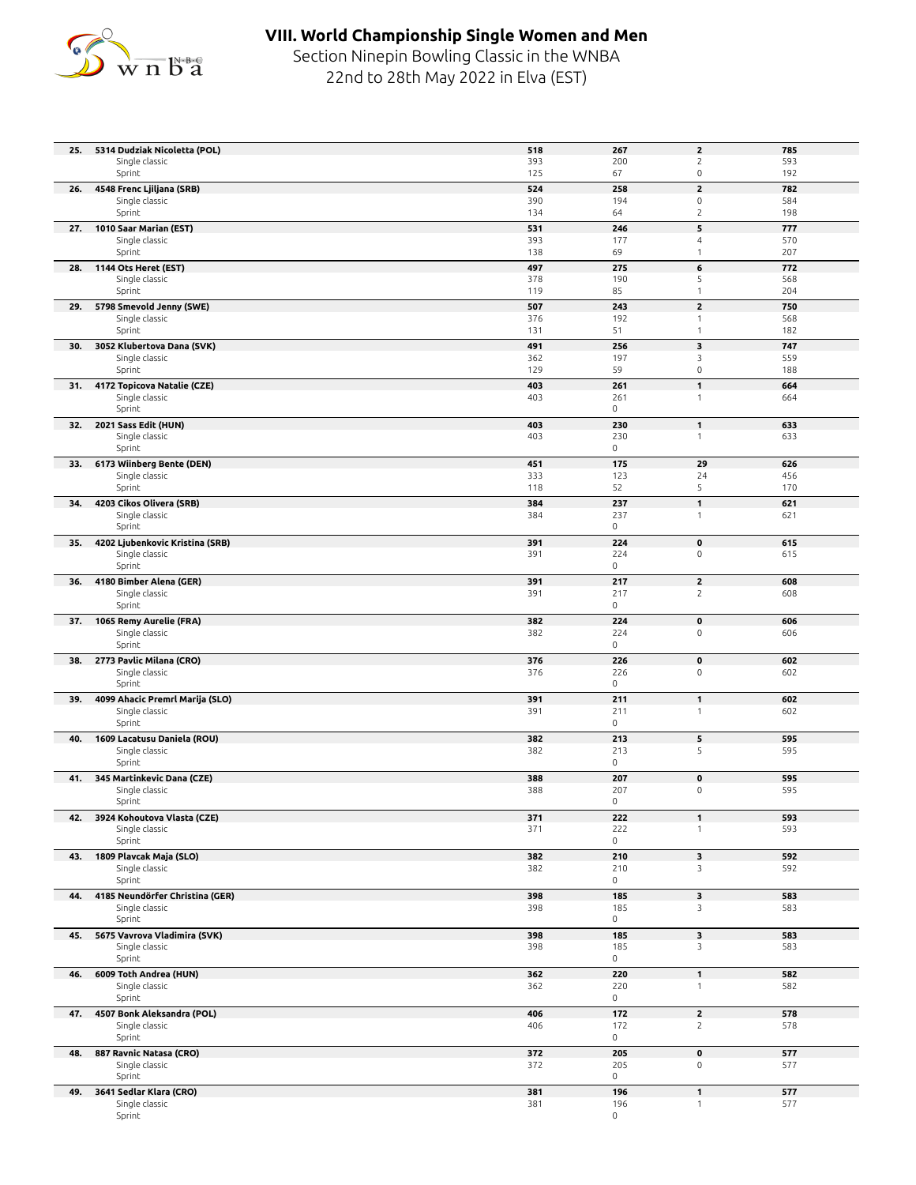# VIII. World Championship Single Women and Men

Section Ninepin Bowling Classic in the WNBA

22nd to 28th May 2022 in Elva (EST)

| Rank | Name | | | | |
|---|---|---|---|---|---|
| **25.** | **5314 Dudziak Nicoletta (POL)** | **518** | **267** | **2** | **785** |
| | Single classic | 393 | 200 | 2 | 593 |
| | Sprint | 125 | 67 | 0 | 192 |
| **26.** | **4548 Frenc Ljiljana (SRB)** | **524** | **258** | **2** | **782** |
| | Single classic | 390 | 194 | 0 | 584 |
| | Sprint | 134 | 64 | 2 | 198 |
| **27.** | **1010 Saar Marian (EST)** | **531** | **246** | **5** | **777** |
| | Single classic | 393 | 177 | 4 | 570 |
| | Sprint | 138 | 69 | 1 | 207 |
| **28.** | **1144 Ots Heret (EST)** | **497** | **275** | **6** | **772** |
| | Single classic | 378 | 190 | 5 | 568 |
| | Sprint | 119 | 85 | 1 | 204 |
| **29.** | **5798 Smevold Jenny (SWE)** | **507** | **243** | **2** | **750** |
| | Single classic | 376 | 192 | 1 | 568 |
| | Sprint | 131 | 51 | 1 | 182 |
| **30.** | **3052 Klubertova Dana (SVK)** | **491** | **256** | **3** | **747** |
| | Single classic | 362 | 197 | 3 | 559 |
| | Sprint | 129 | 59 | 0 | 188 |
| **31.** | **4172 Topicova Natalie (CZE)** | **403** | **261** | **1** | **664** |
| | Single classic | 403 | 261 | 1 | 664 |
| | Sprint | | 0 | | |
| **32.** | **2021 Sass Edit (HUN)** | **403** | **230** | **1** | **633** |
| | Single classic | 403 | 230 | 1 | 633 |
| | Sprint | | 0 | | |
| **33.** | **6173 Wiinberg Bente (DEN)** | **451** | **175** | **29** | **626** |
| | Single classic | 333 | 123 | 24 | 456 |
| | Sprint | 118 | 52 | 5 | 170 |
| **34.** | **4203 Cikos Olivera (SRB)** | **384** | **237** | **1** | **621** |
| | Single classic | 384 | 237 | 1 | 621 |
| | Sprint | | 0 | | |
| **35.** | **4202 Ljubenkovic Kristina (SRB)** | **391** | **224** | **0** | **615** |
| | Single classic | 391 | 224 | 0 | 615 |
| | Sprint | | 0 | | |
| **36.** | **4180 Bimber Alena (GER)** | **391** | **217** | **2** | **608** |
| | Single classic | 391 | 217 | 2 | 608 |
| | Sprint | | 0 | | |
| **37.** | **1065 Remy Aurelie (FRA)** | **382** | **224** | **0** | **606** |
| | Single classic | 382 | 224 | 0 | 606 |
| | Sprint | | 0 | | |
| **38.** | **2773 Pavlic Milana (CRO)** | **376** | **226** | **0** | **602** |
| | Single classic | 376 | 226 | 0 | 602 |
| | Sprint | | 0 | | |
| **39.** | **4099 Ahacic Premrl Marija (SLO)** | **391** | **211** | **1** | **602** |
| | Single classic | 391 | 211 | 1 | 602 |
| | Sprint | | 0 | | |
| **40.** | **1609 Lacatusu Daniela (ROU)** | **382** | **213** | **5** | **595** |
| | Single classic | 382 | 213 | 5 | 595 |
| | Sprint | | 0 | | |
| **41.** | **345 Martinkevic Dana (CZE)** | **388** | **207** | **0** | **595** |
| | Single classic | 388 | 207 | 0 | 595 |
| | Sprint | | 0 | | |
| **42.** | **3924 Kohoutova Vlasta (CZE)** | **371** | **222** | **1** | **593** |
| | Single classic | 371 | 222 | 1 | 593 |
| | Sprint | | 0 | | |
| **43.** | **1809 Plavcak Maja (SLO)** | **382** | **210** | **3** | **592** |
| | Single classic | 382 | 210 | 3 | 592 |
| | Sprint | | 0 | | |
| **44.** | **4185 Neundörfer Christina (GER)** | **398** | **185** | **3** | **583** |
| | Single classic | 398 | 185 | 3 | 583 |
| | Sprint | | 0 | | |
| **45.** | **5675 Vavrova Vladimira (SVK)** | **398** | **185** | **3** | **583** |
| | Single classic | 398 | 185 | 3 | 583 |
| | Sprint | | 0 | | |
| **46.** | **6009 Toth Andrea (HUN)** | **362** | **220** | **1** | **582** |
| | Single classic | 362 | 220 | 1 | 582 |
| | Sprint | | 0 | | |
| **47.** | **4507 Bonk Aleksandra (POL)** | **406** | **172** | **2** | **578** |
| | Single classic | 406 | 172 | 2 | 578 |
| | Sprint | | 0 | | |
| **48.** | **887 Ravnic Natasa (CRO)** | **372** | **205** | **0** | **577** |
| | Single classic | 372 | 205 | 0 | 577 |
| | Sprint | | 0 | | |
| **49.** | **3641 Sedlar Klara (CRO)** | **381** | **196** | **1** | **577** |
| | Single classic | 381 | 196 | 1 | 577 |
| | Sprint | | 0 | | |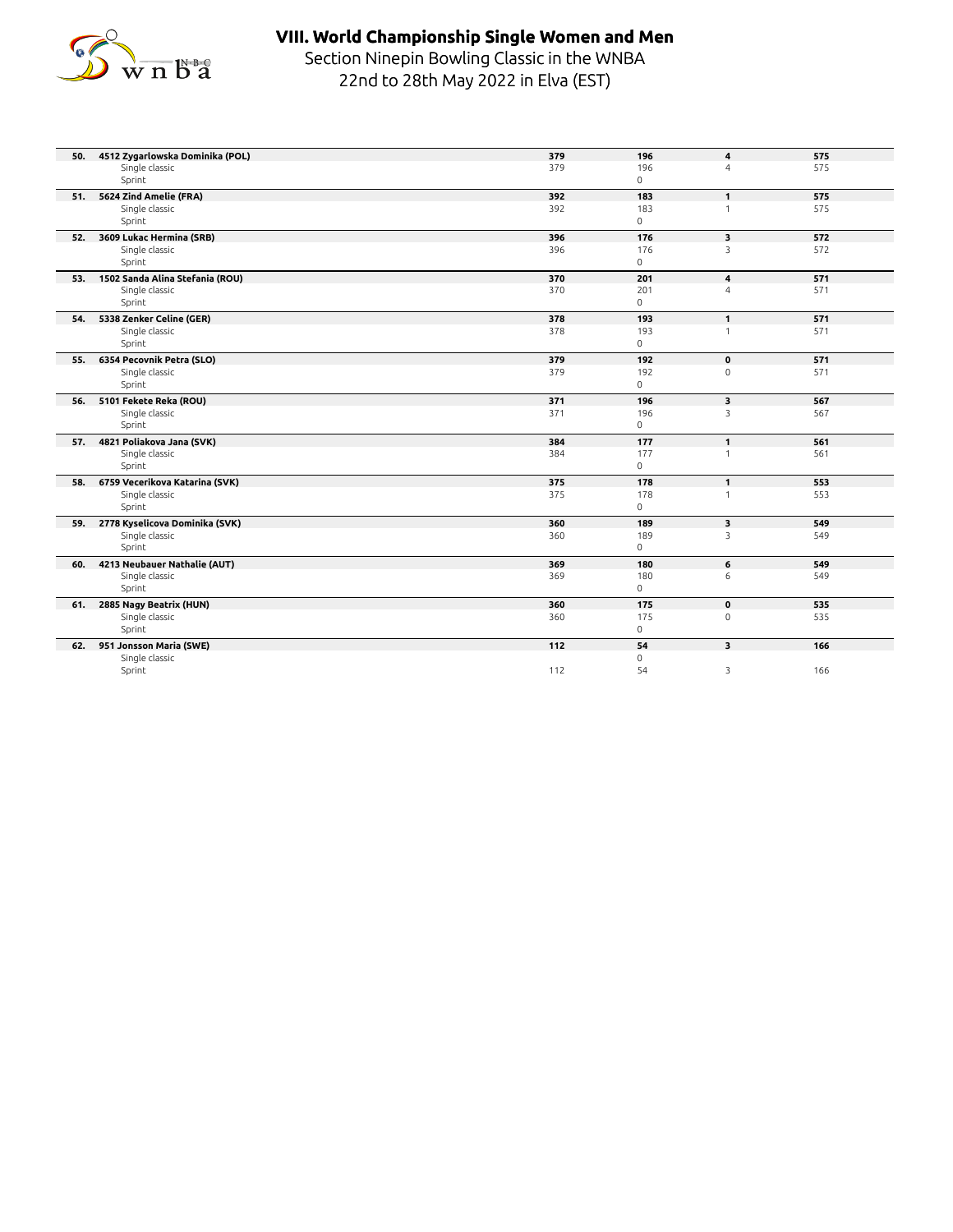# VIII. World Championship Single Women and Men

Section Ninepin Bowling Classic in the WNBA

22nd to 28th May 2022 in Elva (EST)

| | | | | | |
|---|---|---|---|---|---|
| **50.** | **4512 Zygarlowska Dominika (POL)** | **379** | **196** | **4** | **575** |
| | Single classic | 379 | 196 | 4 | 575 |
| | Sprint | | 0 | | |
| **51.** | **5624 Zind Amelie (FRA)** | **392** | **183** | **1** | **575** |
| | Single classic | 392 | 183 | 1 | 575 |
| | Sprint | | 0 | | |
| **52.** | **3609 Lukac Hermina (SRB)** | **396** | **176** | **3** | **572** |
| | Single classic | 396 | 176 | 3 | 572 |
| | Sprint | | 0 | | |
| **53.** | **1502 Sanda Alina Stefania (ROU)** | **370** | **201** | **4** | **571** |
| | Single classic | 370 | 201 | 4 | 571 |
| | Sprint | | 0 | | |
| **54.** | **5338 Zenker Celine (GER)** | **378** | **193** | **1** | **571** |
| | Single classic | 378 | 193 | 1 | 571 |
| | Sprint | | 0 | | |
| **55.** | **6354 Pecovnik Petra (SLO)** | **379** | **192** | **0** | **571** |
| | Single classic | 379 | 192 | 0 | 571 |
| | Sprint | | 0 | | |
| **56.** | **5101 Fekete Reka (ROU)** | **371** | **196** | **3** | **567** |
| | Single classic | 371 | 196 | 3 | 567 |
| | Sprint | | 0 | | |
| **57.** | **4821 Poliakova Jana (SVK)** | **384** | **177** | **1** | **561** |
| | Single classic | 384 | 177 | 1 | 561 |
| | Sprint | | 0 | | |
| **58.** | **6759 Vecerikova Katarina (SVK)** | **375** | **178** | **1** | **553** |
| | Single classic | 375 | 178 | 1 | 553 |
| | Sprint | | 0 | | |
| **59.** | **2778 Kyselicova Dominika (SVK)** | **360** | **189** | **3** | **549** |
| | Single classic | 360 | 189 | 3 | 549 |
| | Sprint | | 0 | | |
| **60.** | **4213 Neubauer Nathalie (AUT)** | **369** | **180** | **6** | **549** |
| | Single classic | 369 | 180 | 6 | 549 |
| | Sprint | | 0 | | |
| **61.** | **2885 Nagy Beatrix (HUN)** | **360** | **175** | **0** | **535** |
| | Single classic | 360 | 175 | 0 | 535 |
| | Sprint | | 0 | | |
| **62.** | **951 Jonsson Maria (SWE)** | **112** | **54** | **3** | **166** |
| | Single classic | | 0 | | |
| | Sprint | 112 | 54 | 3 | 166 |